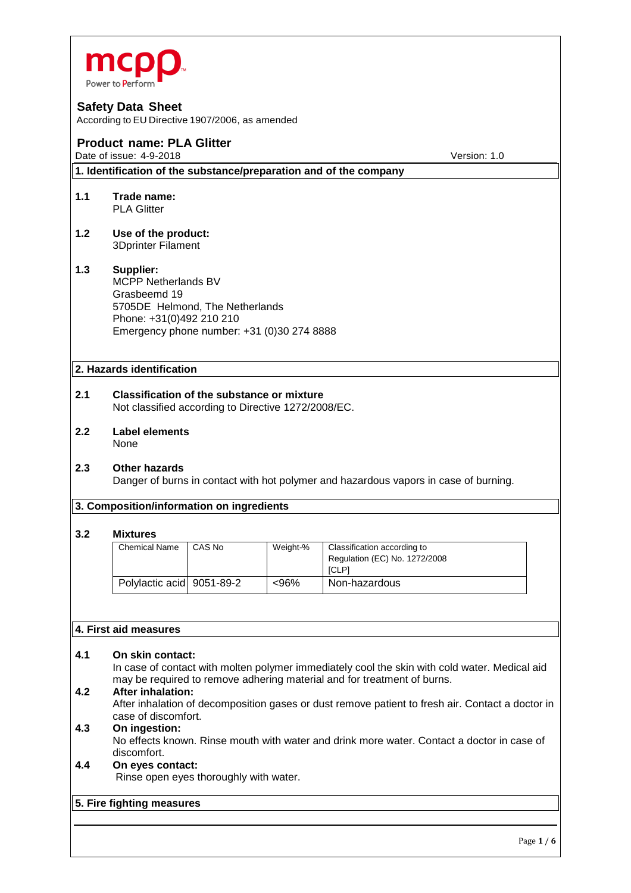mcpp
Power to Perform

# Safety Data Sheet

According to EU Directive 1907/2006, as amended

## Product name: PLA Glitter

Date of issue: 4-9-2018 Version: 1.0

## 1. Identification of the substance/preparation and of the company

**1.1 Trade name:**
PLA Glitter

**1.2 Use of the product:**
3Dprinter Filament

**1.3 Supplier:**
MCPP Netherlands BV
Grasbeemd 19
5705DE Helmond, The Netherlands
Phone: +31(0)492 210 210
Emergency phone number: +31 (0)30 274 8888

## 2. Hazards identification

**2.1 Classification of the substance or mixture**
Not classified according to Directive 1272/2008/EC.

**2.2 Label elements**
None

**2.3 Other hazards**
Danger of burns in contact with hot polymer and hazardous vapors in case of burning.

## 3. Composition/information on ingredients

**3.2 Mixtures**

| Chemical Name | CAS No | Weight-% | Classification according to Regulation (EC) No. 1272/2008 [CLP] |
|---|---|---|---|
| Polylactic acid | 9051-89-2 | <96% | Non-hazardous |

## 4. First aid measures

**4.1 On skin contact:**
In case of contact with molten polymer immediately cool the skin with cold water. Medical aid may be required to remove adhering material and for treatment of burns.

**4.2 After inhalation:**
After inhalation of decomposition gases or dust remove patient to fresh air. Contact a doctor in case of discomfort.

**4.3 On ingestion:**
No effects known. Rinse mouth with water and drink more water. Contact a doctor in case of discomfort.

**4.4 On eyes contact:**
Rinse open eyes thoroughly with water.

## 5. Fire fighting measures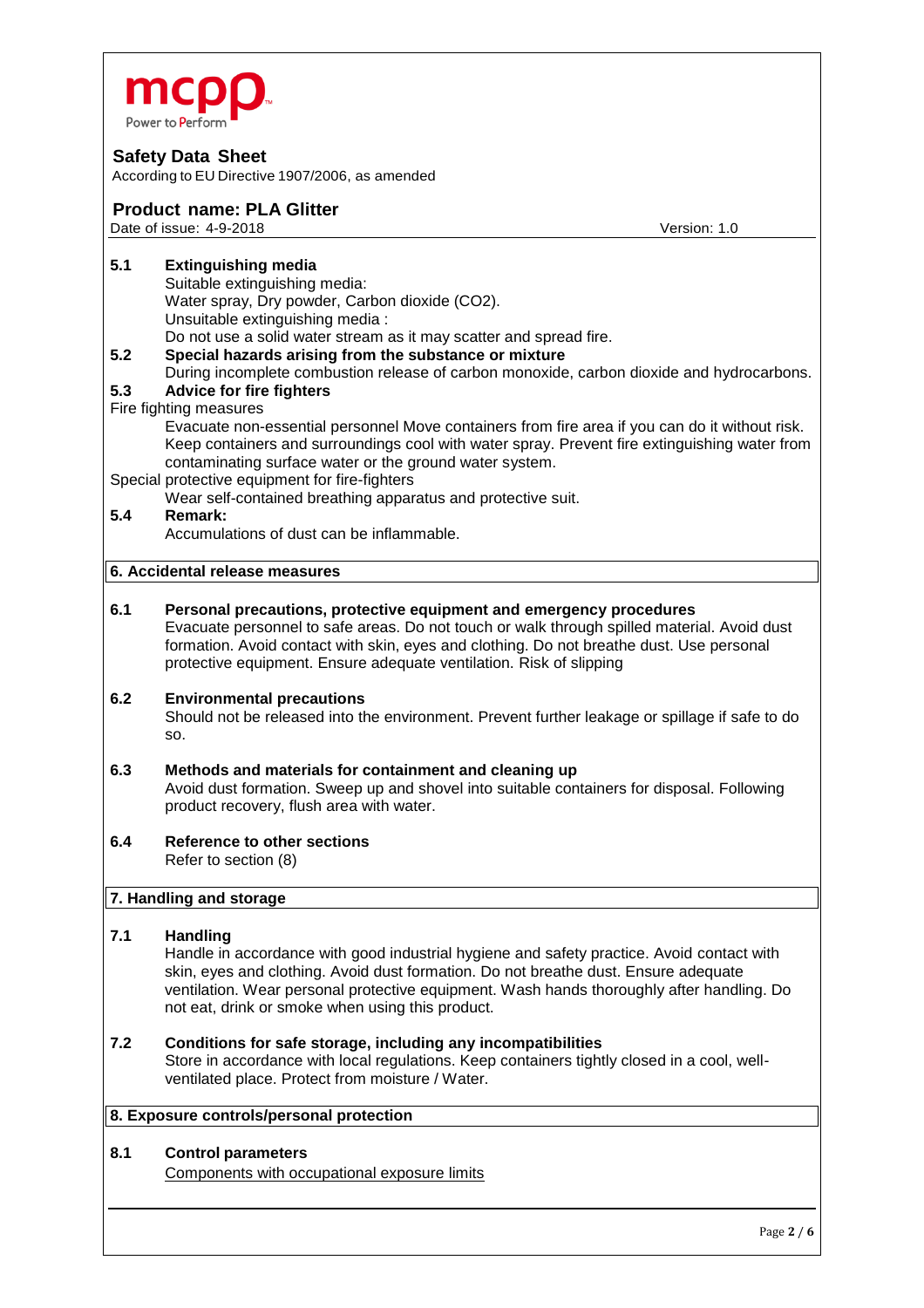**5.1 Extinguishing media**

Suitable extinguishing media:
Water spray, Dry powder, Carbon dioxide ($CO_2$).
Unsuitable extinguishing media :
Do not use a solid water stream as it may scatter and spread fire.

**5.2 Special hazards arising from the substance or mixture**

During incomplete combustion release of carbon monoxide, carbon dioxide and hydrocarbons.

**5.3 Advice for fire fighters**

Fire fighting measures

Evacuate non-essential personnel Move containers from fire area if you can do it without risk. Keep containers and surroundings cool with water spray. Prevent fire extinguishing water from contaminating surface water or the ground water system.

Special protective equipment for fire-fighters

Wear self-contained breathing apparatus and protective suit.

**5.4 Remark:**

Accumulations of dust can be inflammable.

## 6. Accidental release measures

**6.1 Personal precautions, protective equipment and emergency procedures**

Evacuate personnel to safe areas. Do not touch or walk through spilled material. Avoid dust formation. Avoid contact with skin, eyes and clothing. Do not breathe dust. Use personal protective equipment. Ensure adequate ventilation. Risk of slipping

**6.2 Environmental precautions**

Should not be released into the environment. Prevent further leakage or spillage if safe to do so.

**6.3 Methods and materials for containment and cleaning up**

Avoid dust formation. Sweep up and shovel into suitable containers for disposal. Following product recovery, flush area with water.

**6.4 Reference to other sections**

Refer to section (8)

## 7. Handling and storage

**7.1 Handling**

Handle in accordance with good industrial hygiene and safety practice. Avoid contact with skin, eyes and clothing. Avoid dust formation. Do not breathe dust. Ensure adequate ventilation. Wear personal protective equipment. Wash hands thoroughly after handling. Do not eat, drink or smoke when using this product.

**7.2 Conditions for safe storage, including any incompatibilities**

Store in accordance with local regulations. Keep containers tightly closed in a cool, well-ventilated place. Protect from moisture / Water.

## 8. Exposure controls/personal protection

**8.1 Control parameters**

Components with occupational exposure limits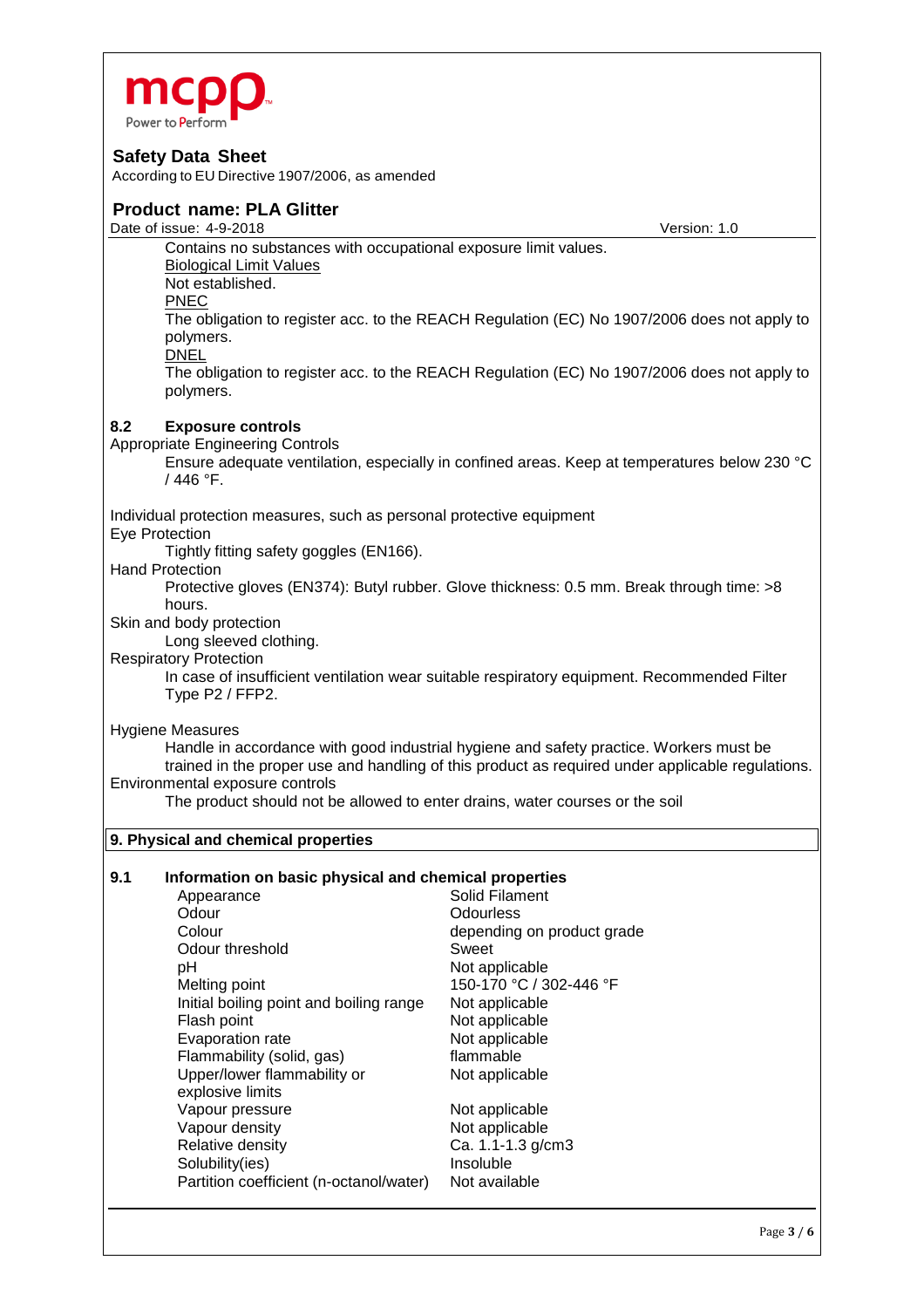Contains no substances with occupational exposure limit values.

Biological Limit Values

Not established.

PNEC

The obligation to register acc. to the REACH Regulation (EC) No 1907/2006 does not apply to polymers.

DNEL

The obligation to register acc. to the REACH Regulation (EC) No 1907/2006 does not apply to polymers.

### 8.2 Exposure controls

Appropriate Engineering Controls

Ensure adequate ventilation, especially in confined areas. Keep at temperatures below 230 °C / 446 °F.

Individual protection measures, such as personal protective equipment

Eye Protection

Tightly fitting safety goggles (EN166).

Hand Protection

Protective gloves (EN374): Butyl rubber. Glove thickness: 0.5 mm. Break through time: >8 hours.

Skin and body protection

Long sleeved clothing.

Respiratory Protection

In case of insufficient ventilation wear suitable respiratory equipment. Recommended Filter Type P2 / FFP2.

Hygiene Measures

Handle in accordance with good industrial hygiene and safety practice. Workers must be trained in the proper use and handling of this product as required under applicable regulations.

Environmental exposure controls

The product should not be allowed to enter drains, water courses or the soil

## 9. Physical and chemical properties

### 9.1 Information on basic physical and chemical properties

| Property | Value |
|---|---|
| Appearance | Solid Filament |
| Odour | Odourless |
| Colour | depending on product grade |
| Odour threshold | Sweet |
| pH | Not applicable |
| Melting point | 150-170 °C / 302-446 °F |
| Initial boiling point and boiling range | Not applicable |
| Flash point | Not applicable |
| Evaporation rate | Not applicable |
| Flammability (solid, gas) | flammable |
| Upper/lower flammability or explosive limits | Not applicable |
| Vapour pressure | Not applicable |
| Vapour density | Not applicable |
| Relative density | Ca. 1.1-1.3 g/cm3 |
| Solubility(ies) | Insoluble |
| Partition coefficient (n-octanol/water) | Not available |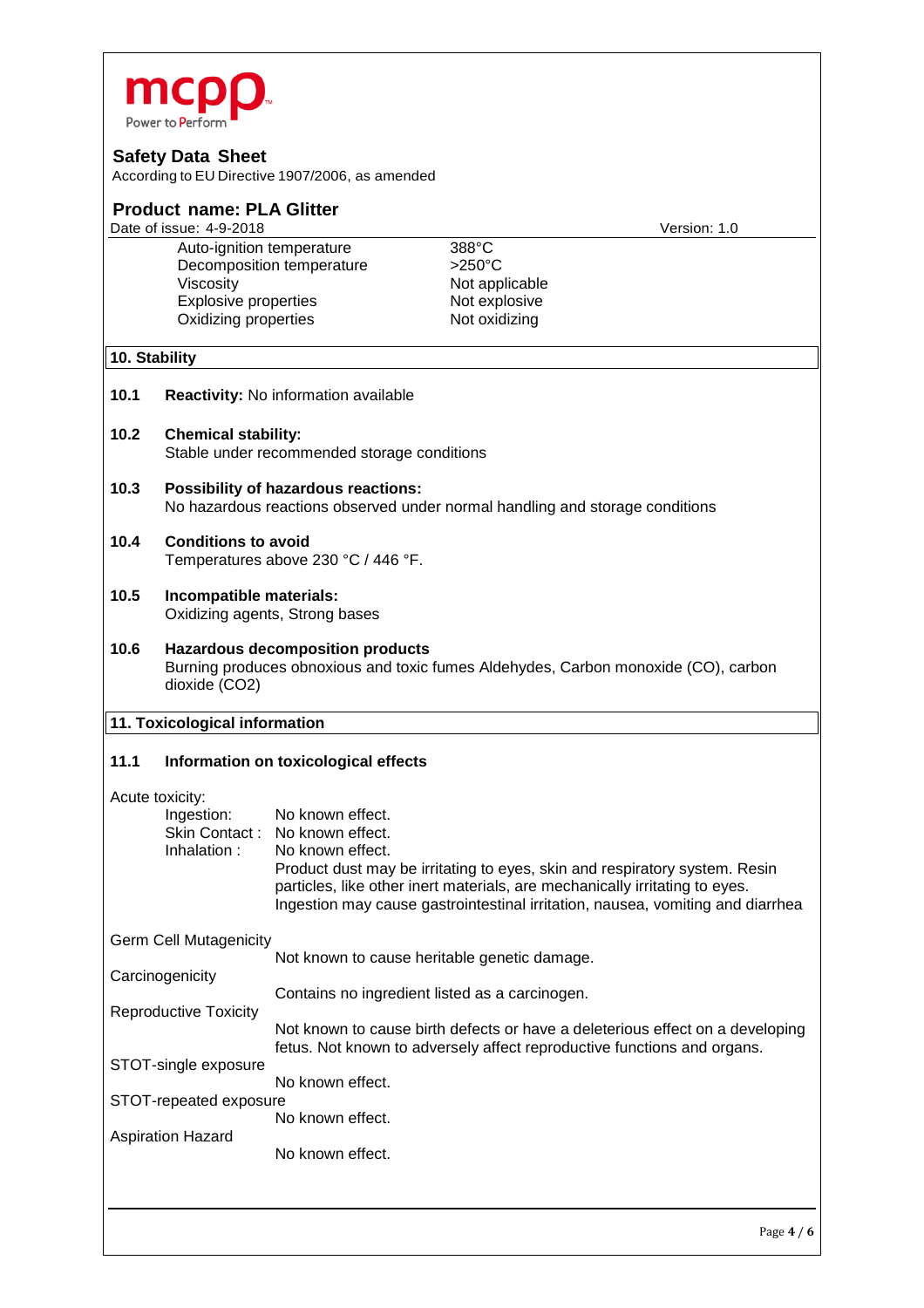| | |
|---|---|
| Auto-ignition temperature | 388°C |
| Decomposition temperature | >250°C |
| Viscosity | Not applicable |
| Explosive properties | Not explosive |
| Oxidizing properties | Not oxidizing |

## 10. Stability

**10.1 Reactivity:** No information available

**10.2 Chemical stability:**
Stable under recommended storage conditions

**10.3 Possibility of hazardous reactions:**
No hazardous reactions observed under normal handling and storage conditions

**10.4 Conditions to avoid**
Temperatures above 230 °C / 446 °F.

**10.5 Incompatible materials:**
Oxidizing agents, Strong bases

**10.6 Hazardous decomposition products**
Burning produces obnoxious and toxic fumes Aldehydes, Carbon monoxide (CO), carbon dioxide ($CO_2$)

## 11. Toxicological information

**11.1 Information on toxicological effects**

Acute toxicity:

Ingestion: No known effect.
Skin Contact : No known effect.
Inhalation : No known effect.
Product dust may be irritating to eyes, skin and respiratory system. Resin particles, like other inert materials, are mechanically irritating to eyes. Ingestion may cause gastrointestinal irritation, nausea, vomiting and diarrhea

Germ Cell Mutagenicity
Not known to cause heritable genetic damage.

Carcinogenicity
Contains no ingredient listed as a carcinogen.

Reproductive Toxicity
Not known to cause birth defects or have a deleterious effect on a developing fetus. Not known to adversely affect reproductive functions and organs.

STOT-single exposure
No known effect.

STOT-repeated exposure
No known effect.

Aspiration Hazard
No known effect.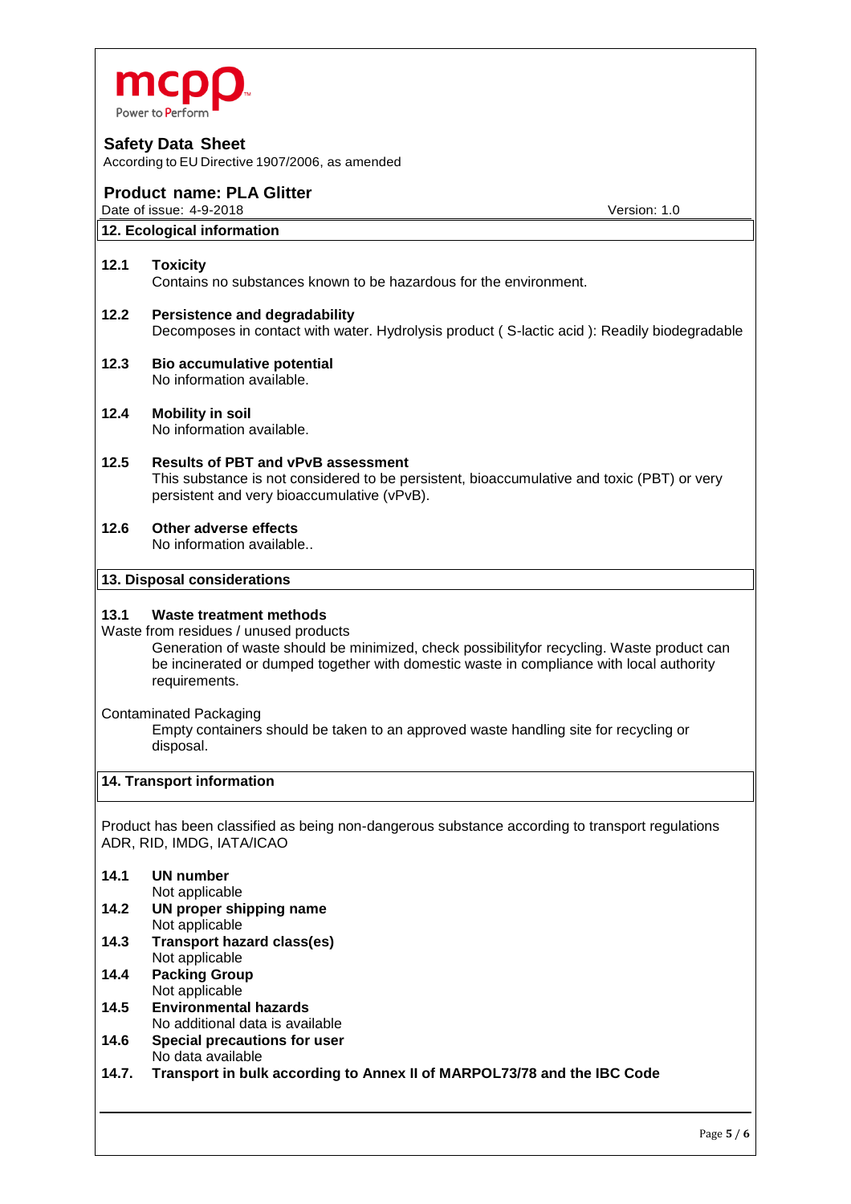## 12. Ecological information

**12.1 Toxicity**
Contains no substances known to be hazardous for the environment.

**12.2 Persistence and degradability**
Decomposes in contact with water. Hydrolysis product ( S-lactic acid ): Readily biodegradable

**12.3 Bio accumulative potential**
No information available.

**12.4 Mobility in soil**
No information available.

**12.5 Results of PBT and vPvB assessment**
This substance is not considered to be persistent, bioaccumulative and toxic (PBT) or very persistent and very bioaccumulative (vPvB).

**12.6 Other adverse effects**
No information available..

## 13. Disposal considerations

**13.1 Waste treatment methods**

Waste from residues / unused products

Generation of waste should be minimized, check possibilityfor recycling. Waste product can be incinerated or dumped together with domestic waste in compliance with local authority requirements.

Contaminated Packaging

Empty containers should be taken to an approved waste handling site for recycling or disposal.

## 14. Transport information

Product has been classified as being non-dangerous substance according to transport regulations ADR, RID, IMDG, IATA/ICAO

**14.1 UN number**
Not applicable

**14.2 UN proper shipping name**
Not applicable

**14.3 Transport hazard class(es)**
Not applicable

**14.4 Packing Group**
Not applicable

**14.5 Environmental hazards**
No additional data is available

**14.6 Special precautions for user**
No data available

**14.7. Transport in bulk according to Annex II of MARPOL73/78 and the IBC Code**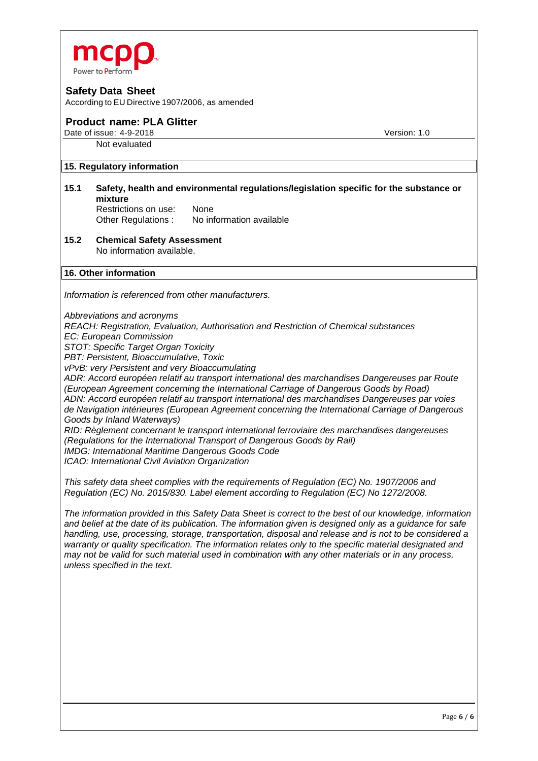Not evaluated

## 15. Regulatory information

**15.1 Safety, health and environmental regulations/legislation specific for the substance or mixture**

Restrictions on use: None
Other Regulations : No information available

**15.2 Chemical Safety Assessment**

No information available.

## 16. Other information

*Information is referenced from other manufacturers.*

*Abbreviations and acronyms*
*REACH: Registration, Evaluation, Authorisation and Restriction of Chemical substances*
*EC: European Commission*
*STOT: Specific Target Organ Toxicity*
*PBT: Persistent, Bioaccumulative, Toxic*
*vPvB: very Persistent and very Bioaccumulating*
*ADR: Accord européen relatif au transport international des marchandises Dangereuses par Route (European Agreement concerning the International Carriage of Dangerous Goods by Road)*
*ADN: Accord européen relatif au transport international des marchandises Dangereuses par voies de Navigation intérieures (European Agreement concerning the International Carriage of Dangerous Goods by Inland Waterways)*
*RID: Règlement concernant le transport international ferroviaire des marchandises dangereuses (Regulations for the International Transport of Dangerous Goods by Rail)*
*IMDG: International Maritime Dangerous Goods Code*
*ICAO: International Civil Aviation Organization*

*This safety data sheet complies with the requirements of Regulation (EC) No. 1907/2006 and Regulation (EC) No. 2015/830. Label element according to Regulation (EC) No 1272/2008.*

*The information provided in this Safety Data Sheet is correct to the best of our knowledge, information and belief at the date of its publication. The information given is designed only as a guidance for safe handling, use, processing, storage, transportation, disposal and release and is not to be considered a warranty or quality specification. The information relates only to the specific material designated and may not be valid for such material used in combination with any other materials or in any process, unless specified in the text.*